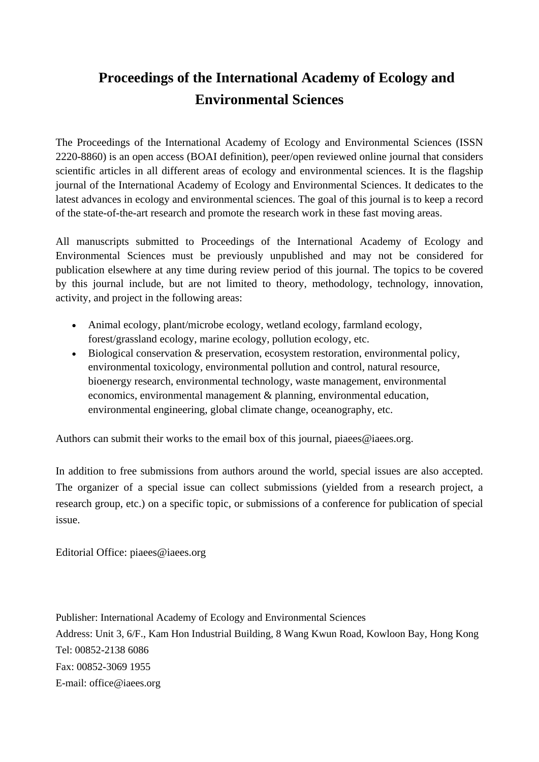# Proceedings of the International Academy of Ecology and Environmental Sciences

The Proceedings of the International Academy of Ecology and Environmental Sciences (ISSN 2220-8860) is an open access (BOAI definition), peer/open reviewed online journal that considers scientific articles in all different areas of ecology and environmental sciences. It is the flagship journal of the International Academy of Ecology and Environmental Sciences. It dedicates to the latest advances in ecology and environmental sciences. The goal of this journal is to keep a record of the state-of-the-art research and promote the research work in these fast moving areas.

All manuscripts submitted to Proceedings of the International Academy of Ecology and Environmental Sciences must be previously unpublished and may not be considered for publication elsewhere at any time during review period of this journal. The topics to be covered by this journal include, but are not limited to theory, methodology, technology, innovation, activity, and project in the following areas:

- Animal ecology, plant/microbe ecology, wetland ecology, farmland ecology, forest/grassland ecology, marine ecology, pollution ecology, etc.
- Biological conservation & preservation, ecosystem restoration, environmental policy, environmental toxicology, environmental pollution and control, natural resource, bioenergy research, environmental technology, waste management, environmental economics, environmental management & planning, environmental education, environmental engineering, global climate change, oceanography, etc.

Authors can submit their works to the email box of this journal, piaees@iaees.org.

In addition to free submissions from authors around the world, special issues are also accepted. The organizer of a special issue can collect submissions (yielded from a research project, a research group, etc.) on a specific topic, or submissions of a conference for publication of special issue.

Editorial Office: piaees@iaees.org

Publisher: International Academy of Ecology and Environmental Sciences

Address: Unit 3, 6/F., Kam Hon Industrial Building, 8 Wang Kwun Road, Kowloon Bay, Hong Kong

Tel: 00852-2138 6086

Fax: 00852-3069 1955

E-mail: office@iaees.org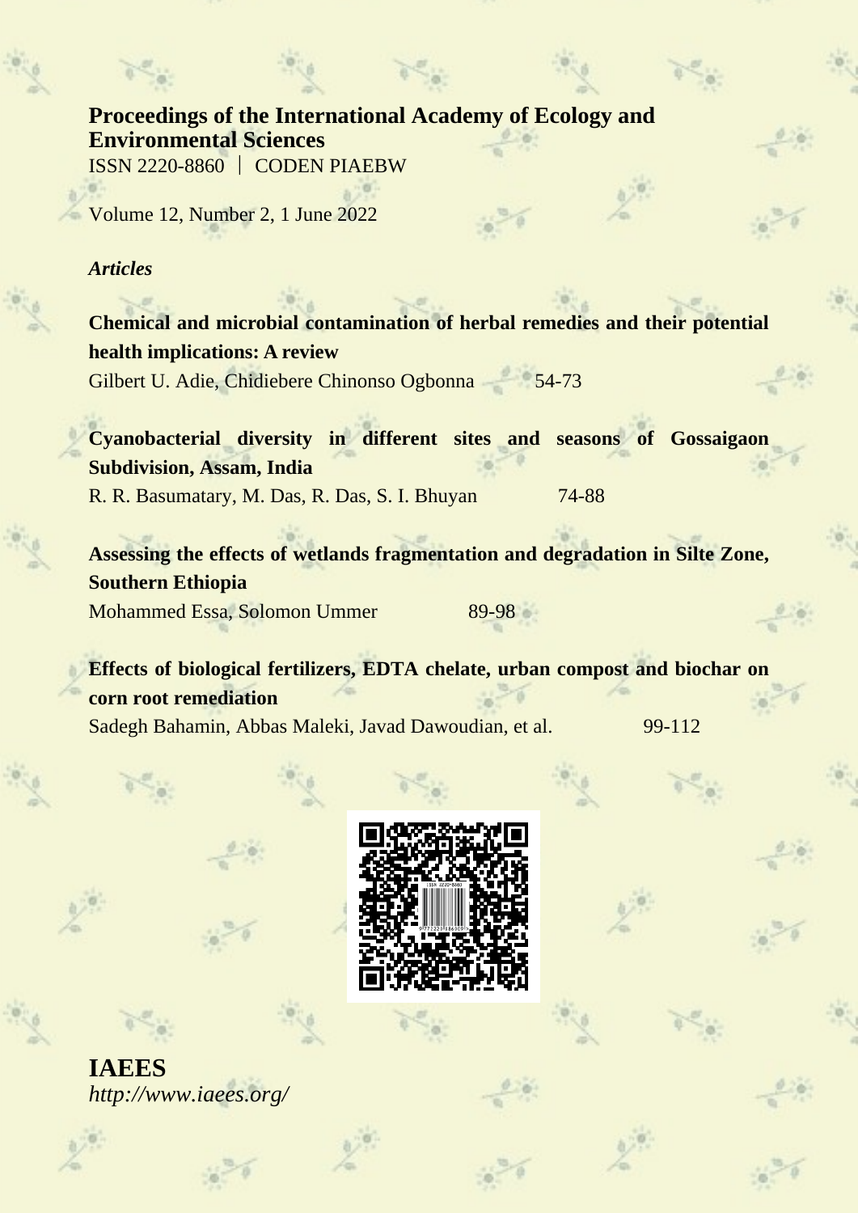**Proceedings of the International Academy of Ecology and Environmental Sciences**
ISSN 2220-8860 | CODEN PIAEBW

Volume 12, Number 2, 1 June 2022

***Articles***

**Chemical and microbial contamination of herbal remedies and their potential health implications: A review**
Gilbert U. Adie, Chidiebere Chinonso Ogbonna 54-73

**Cyanobacterial diversity in different sites and seasons of Gossaigaon Subdivision, Assam, India**
R. R. Basumatary, M. Das, R. Das, S. I. Bhuyan 74-88

**Assessing the effects of wetlands fragmentation and degradation in Silte Zone, Southern Ethiopia**
Mohammed Essa, Solomon Ummer 89-98

**Effects of biological fertilizers, EDTA chelate, urban compost and biochar on corn root remediation**
Sadegh Bahamin, Abbas Maleki, Javad Dawoudian, et al. 99-112

**IAEES**
*http://www.iaees.org/*